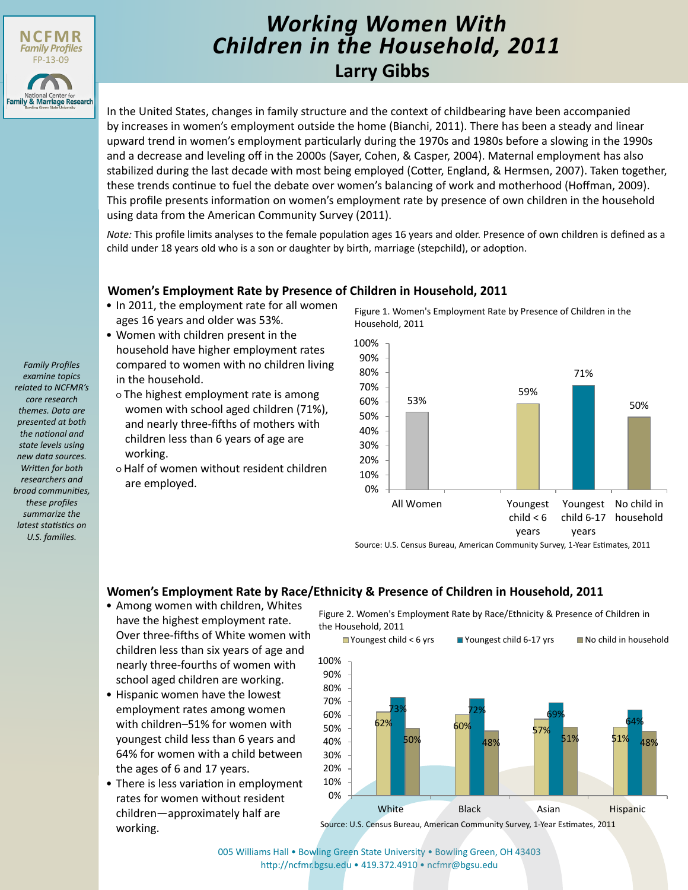NCFMR Family Profiles FP-13-09

National Center for Family & Marriage Research

# Working Women With Children in the Household, 2011

## Larry Gibbs

In the United States, changes in family structure and the context of childbearing have been accompanied by increases in women's employment outside the home (Bianchi, 2011). There has been a steady and linear upward trend in women's employment particularly during the 1970s and 1980s before a slowing in the 1990s and a decrease and leveling off in the 2000s (Sayer, Cohen, & Casper, 2004). Maternal employment has also stabilized during the last decade with most being employed (Cotter, England, & Hermsen, 2007). Taken together, these trends continue to fuel the debate over women's balancing of work and motherhood (Hoffman, 2009). This profile presents information on women's employment rate by presence of own children in the household using data from the American Community Survey (2011).

*Note:* This profile limits analyses to the female population ages 16 years and older. Presence of own children is defined as a child under 18 years old who is a son or daughter by birth, marriage (stepchild), or adoption.

*Family Profiles examine topics related to NCFMR's core research themes. Data are presented at both the national and state levels using new data sources. Written for both researchers and broad communities, these profiles summarize the latest statistics on U.S. families.*

### Women's Employment Rate by Presence of Children in Household, 2011

- In 2011, the employment rate for all women ages 16 years and older was 53%.
- Women with children present in the household have higher employment rates compared to women with no children living in the household.
  - The highest employment rate is among women with school aged children (71%), and nearly three-fifths of mothers with children less than 6 years of age are working.
  - Half of women without resident children are employed.

Figure 1. Women's Employment Rate by Presence of Children in the Household, 2011

| All Women | Youngest child < 6 years | Youngest child 6-17 years | No child in household |
|---|---|---|---|
| 53% | 59% | 71% | 50% |

Source: U.S. Census Bureau, American Community Survey, 1-Year Estimates, 2011

### Women's Employment Rate by Race/Ethnicity & Presence of Children in Household, 2011

- Among women with children, Whites have the highest employment rate. Over three-fifths of White women with children less than six years of age and nearly three-fourths of women with school aged children are working.
- Hispanic women have the lowest employment rates among women with children–51% for women with youngest child less than 6 years and 64% for women with a child between the ages of 6 and 17 years.
- There is less variation in employment rates for women without resident children—approximately half are working.

Figure 2. Women's Employment Rate by Race/Ethnicity & Presence of Children in the Household, 2011

| | Youngest child < 6 yrs | Youngest child 6-17 yrs | No child in household |
|---|---|---|---|
| White | 62% | 73% | 50% |
| Black | 60% | 72% | 48% |
| Asian | 57% | 69% | 51% |
| Hispanic | 51% | 64% | 48% |

Source: U.S. Census Bureau, American Community Survey, 1-Year Estimates, 2011

005 Williams Hall • Bowling Green State University • Bowling Green, OH 43403
http://ncfmr.bgsu.edu • 419.372.4910 • ncfmr@bgsu.edu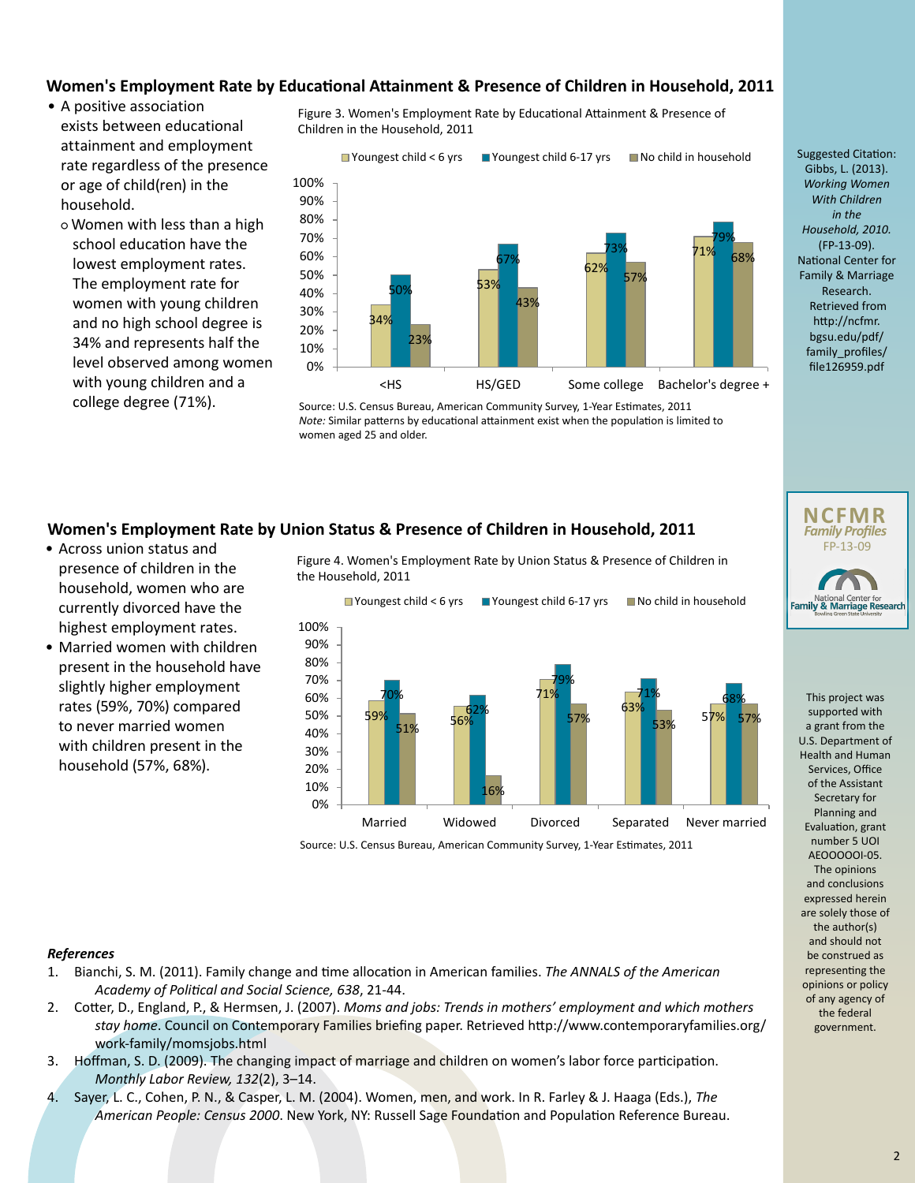## Women's Employment Rate by Educational Attainment & Presence of Children in Household, 2011

- A positive association exists between educational attainment and employment rate regardless of the presence or age of child(ren) in the household.
  - Women with less than a high school education have the lowest employment rates. The employment rate for women with young children and no high school degree is 34% and represents half the level observed among women with young children and a college degree (71%).

Figure 3. Women's Employment Rate by Educational Attainment & Presence of Children in the Household, 2011

Youngest child < 6 yrs
Youngest child 6-17 yrs
No child in household

100%
90%
80%
70%
60%
50%
40%
30%
20%
10%
0%

<HS: 34% 50% 23%
HS/GED: 53% 67% 43%
Some college: 62% 73% 57%
Bachelor's degree +: 71% 79% 68%

Source: U.S. Census Bureau, American Community Survey, 1-Year Estimates, 2011
*Note:* Similar patterns by educational attainment exist when the population is limited to women aged 25 and older.

## Women's Employment Rate by Union Status & Presence of Children in Household, 2011

- Across union status and presence of children in the household, women who are currently divorced have the highest employment rates.
- Married women with children present in the household have slightly higher employment rates (59%, 70%) compared to never married women with children present in the household (57%, 68%).

Figure 4. Women's Employment Rate by Union Status & Presence of Children in the Household, 2011

Youngest child < 6 yrs
Youngest child 6-17 yrs
No child in household

100%
90%
80%
70%
60%
50%
40%
30%
20%
10%
0%

Married: 59% 70% 51%
Widowed: 56% 62% 16%
Divorced: 71% 79% 57%
Separated: 63% 71% 53%
Never married: 57% 68% 57%

Source: U.S. Census Bureau, American Community Survey, 1-Year Estimates, 2011

### *References*

1. Bianchi, S. M. (2011). Family change and time allocation in American families. *The ANNALS of the American Academy of Political and Social Science, 638*, 21-44.
2. Cotter, D., England, P., & Hermsen, J. (2007). *Moms and jobs: Trends in mothers' employment and which mothers stay home*. Council on Contemporary Families briefing paper. Retrieved http://www.contemporaryfamilies.org/work-family/momsjobs.html
3. Hoffman, S. D. (2009). The changing impact of marriage and children on women's labor force participation. *Monthly Labor Review, 132*(2), 3–14.
4. Sayer, L. C., Cohen, P. N., & Casper, L. M. (2004). Women, men, and work. In R. Farley & J. Haaga (Eds.), *The American People: Census 2000*. New York, NY: Russell Sage Foundation and Population Reference Bureau.

Suggested Citation: Gibbs, L. (2013). *Working Women With Children in the Household, 2010.* (FP-13-09). National Center for Family & Marriage Research. Retrieved from http://ncfmr.bgsu.edu/pdf/family_profiles/file126959.pdf

NCFMR *Family Profiles* FP-13-09

National Center for Family & Marriage Research
Bowling Green State University

This project was supported with a grant from the U.S. Department of Health and Human Services, Office of the Assistant Secretary for Planning and Evaluation, grant number 5 UOI AEOOOOOI-05. The opinions and conclusions expressed herein are solely those of the author(s) and should not be construed as representing the opinions or policy of any agency of the federal government.